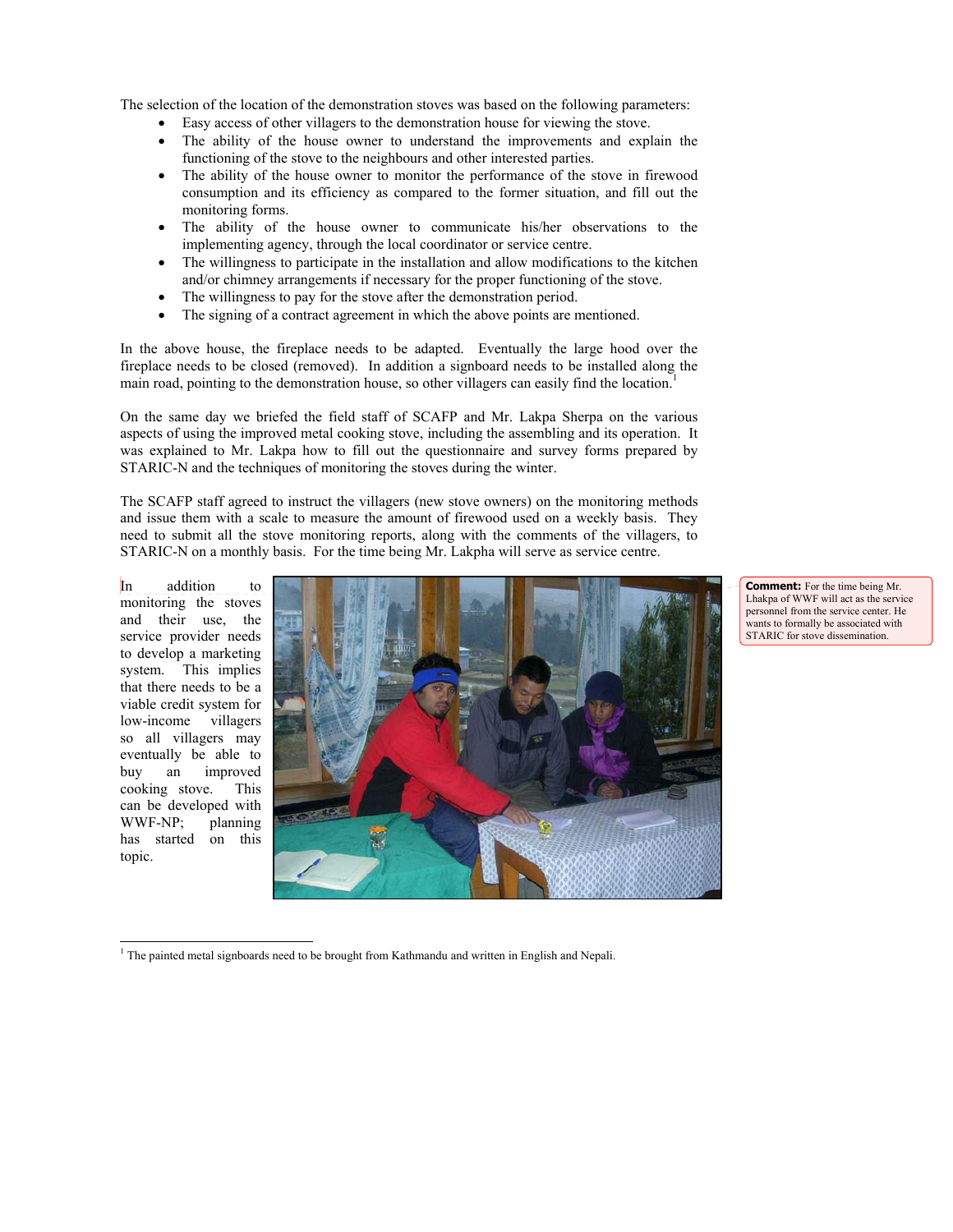The selection of the location of the demonstration stoves was based on the following parameters:

- Easy access of other villagers to the demonstration house for viewing the stove.
- The ability of the house owner to understand the improvements and explain the functioning of the stove to the neighbours and other interested parties.
- The ability of the house owner to monitor the performance of the stove in firewood consumption and its efficiency as compared to the former situation, and fill out the monitoring forms.
- The ability of the house owner to communicate his/her observations to the implementing agency, through the local coordinator or service centre.
- The willingness to participate in the installation and allow modifications to the kitchen and/or chimney arrangements if necessary for the proper functioning of the stove.
- The willingness to pay for the stove after the demonstration period.
- The signing of a contract agreement in which the above points are mentioned.

In the above house, the fireplace needs to be adapted. Eventually the large hood over the fireplace needs to be closed (removed). In addition a signboard needs to be installed along the main road, pointing to the demonstration house, so other villagers can easily find the location.[1]

On the same day we briefed the field staff of SCAFP and Mr. Lakpa Sherpa on the various aspects of using the improved metal cooking stove, including the assembling and its operation. It was explained to Mr. Lakpa how to fill out the questionnaire and survey forms prepared by STARIC-N and the techniques of monitoring the stoves during the winter.

The SCAFP staff agreed to instruct the villagers (new stove owners) on the monitoring methods and issue them with a scale to measure the amount of firewood used on a weekly basis. They need to submit all the stove monitoring reports, along with the comments of the villagers, to STARIC-N on a monthly basis. For the time being Mr. Lakpha will serve as service centre.

**Comment:** For the time being Mr. Lhakpa of WWF will act as the service personnel from the service center. He wants to formally be associated with STARIC for stove dissemination.

In addition to monitoring the stoves and their use, the service provider needs to develop a marketing system. This implies that there needs to be a viable credit system for low-income villagers so all villagers may eventually be able to buy an improved cooking stove. This can be developed with WWF-NP; planning has started on this topic.

[1] The painted metal signboards need to be brought from Kathmandu and written in English and Nepali.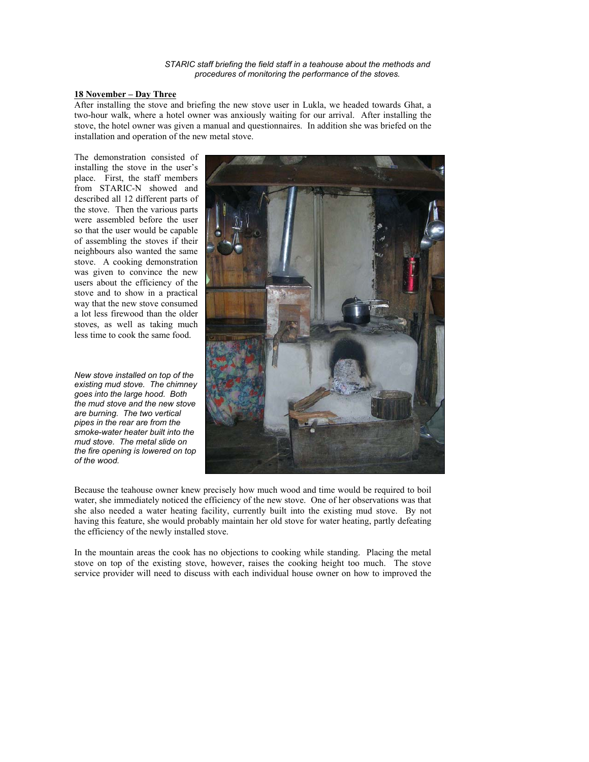*STARIC staff briefing the field staff in a teahouse about the methods and procedures of monitoring the performance of the stoves.*

**18 November – Day Three**

After installing the stove and briefing the new stove user in Lukla, we headed towards Ghat, a two-hour walk, where a hotel owner was anxiously waiting for our arrival. After installing the stove, the hotel owner was given a manual and questionnaires. In addition she was briefed on the installation and operation of the new metal stove.

The demonstration consisted of installing the stove in the user's place. First, the staff members from STARIC-N showed and described all 12 different parts of the stove. Then the various parts were assembled before the user so that the user would be capable of assembling the stoves if their neighbours also wanted the same stove. A cooking demonstration was given to convince the new users about the efficiency of the stove and to show in a practical way that the new stove consumed a lot less firewood than the older stoves, as well as taking much less time to cook the same food.

*New stove installed on top of the existing mud stove. The chimney goes into the large hood. Both the mud stove and the new stove are burning. The two vertical pipes in the rear are from the smoke-water heater built into the mud stove. The metal slide on the fire opening is lowered on top of the wood.*

Because the teahouse owner knew precisely how much wood and time would be required to boil water, she immediately noticed the efficiency of the new stove. One of her observations was that she also needed a water heating facility, currently built into the existing mud stove. By not having this feature, she would probably maintain her old stove for water heating, partly defeating the efficiency of the newly installed stove.

In the mountain areas the cook has no objections to cooking while standing. Placing the metal stove on top of the existing stove, however, raises the cooking height too much. The stove service provider will need to discuss with each individual house owner on how to improved the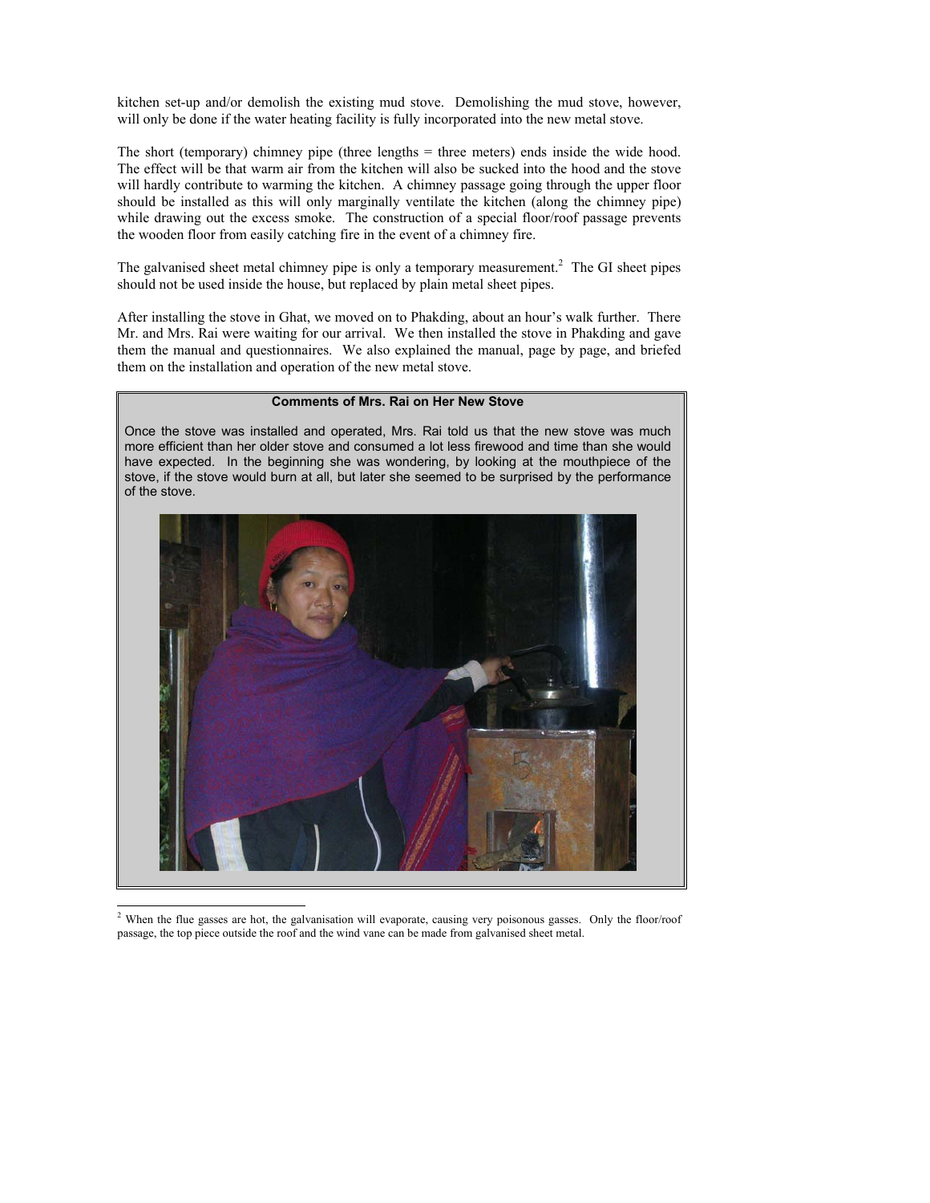kitchen set-up and/or demolish the existing mud stove. Demolishing the mud stove, however, will only be done if the water heating facility is fully incorporated into the new metal stove.

The short (temporary) chimney pipe (three lengths = three meters) ends inside the wide hood. The effect will be that warm air from the kitchen will also be sucked into the hood and the stove will hardly contribute to warming the kitchen. A chimney passage going through the upper floor should be installed as this will only marginally ventilate the kitchen (along the chimney pipe) while drawing out the excess smoke. The construction of a special floor/roof passage prevents the wooden floor from easily catching fire in the event of a chimney fire.

The galvanised sheet metal chimney pipe is only a temporary measurement.[2] The GI sheet pipes should not be used inside the house, but replaced by plain metal sheet pipes.

After installing the stove in Ghat, we moved on to Phakding, about an hour's walk further. There Mr. and Mrs. Rai were waiting for our arrival. We then installed the stove in Phakding and gave them the manual and questionnaires. We also explained the manual, page by page, and briefed them on the installation and operation of the new metal stove.

**Comments of Mrs. Rai on Her New Stove**

Once the stove was installed and operated, Mrs. Rai told us that the new stove was much more efficient than her older stove and consumed a lot less firewood and time than she would have expected. In the beginning she was wondering, by looking at the mouthpiece of the stove, if the stove would burn at all, but later she seemed to be surprised by the performance of the stove.

---

[2] When the flue gasses are hot, the galvanisation will evaporate, causing very poisonous gasses. Only the floor/roof passage, the top piece outside the roof and the wind vane can be made from galvanised sheet metal.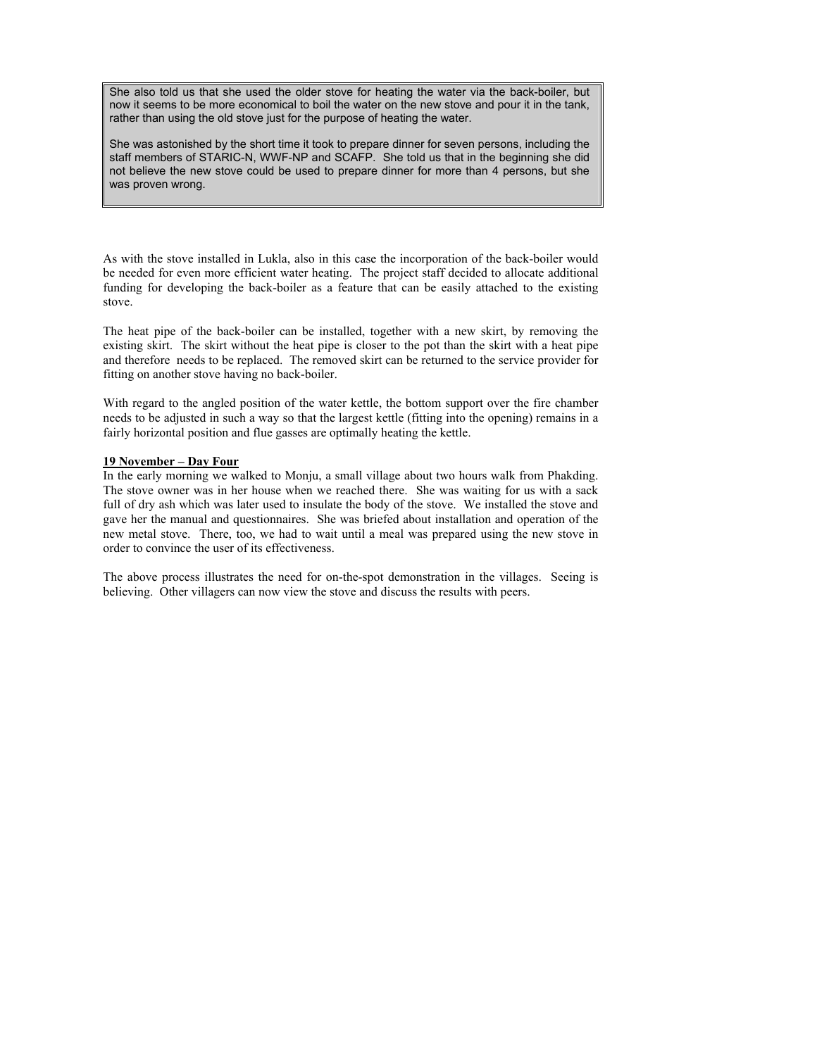> She also told us that she used the older stove for heating the water via the back-boiler, but now it seems to be more economical to boil the water on the new stove and pour it in the tank, rather than using the old stove just for the purpose of heating the water.
>
> She was astonished by the short time it took to prepare dinner for seven persons, including the staff members of STARIC-N, WWF-NP and SCAFP. She told us that in the beginning she did not believe the new stove could be used to prepare dinner for more than 4 persons, but she was proven wrong.

As with the stove installed in Lukla, also in this case the incorporation of the back-boiler would be needed for even more efficient water heating. The project staff decided to allocate additional funding for developing the back-boiler as a feature that can be easily attached to the existing stove.

The heat pipe of the back-boiler can be installed, together with a new skirt, by removing the existing skirt. The skirt without the heat pipe is closer to the pot than the skirt with a heat pipe and therefore needs to be replaced. The removed skirt can be returned to the service provider for fitting on another stove having no back-boiler.

With regard to the angled position of the water kettle, the bottom support over the fire chamber needs to be adjusted in such a way so that the largest kettle (fitting into the opening) remains in a fairly horizontal position and flue gasses are optimally heating the kettle.

**<u>19 November – Day Four</u>**

In the early morning we walked to Monju, a small village about two hours walk from Phakding. The stove owner was in her house when we reached there. She was waiting for us with a sack full of dry ash which was later used to insulate the body of the stove. We installed the stove and gave her the manual and questionnaires. She was briefed about installation and operation of the new metal stove. There, too, we had to wait until a meal was prepared using the new stove in order to convince the user of its effectiveness.

The above process illustrates the need for on-the-spot demonstration in the villages. Seeing is believing. Other villagers can now view the stove and discuss the results with peers.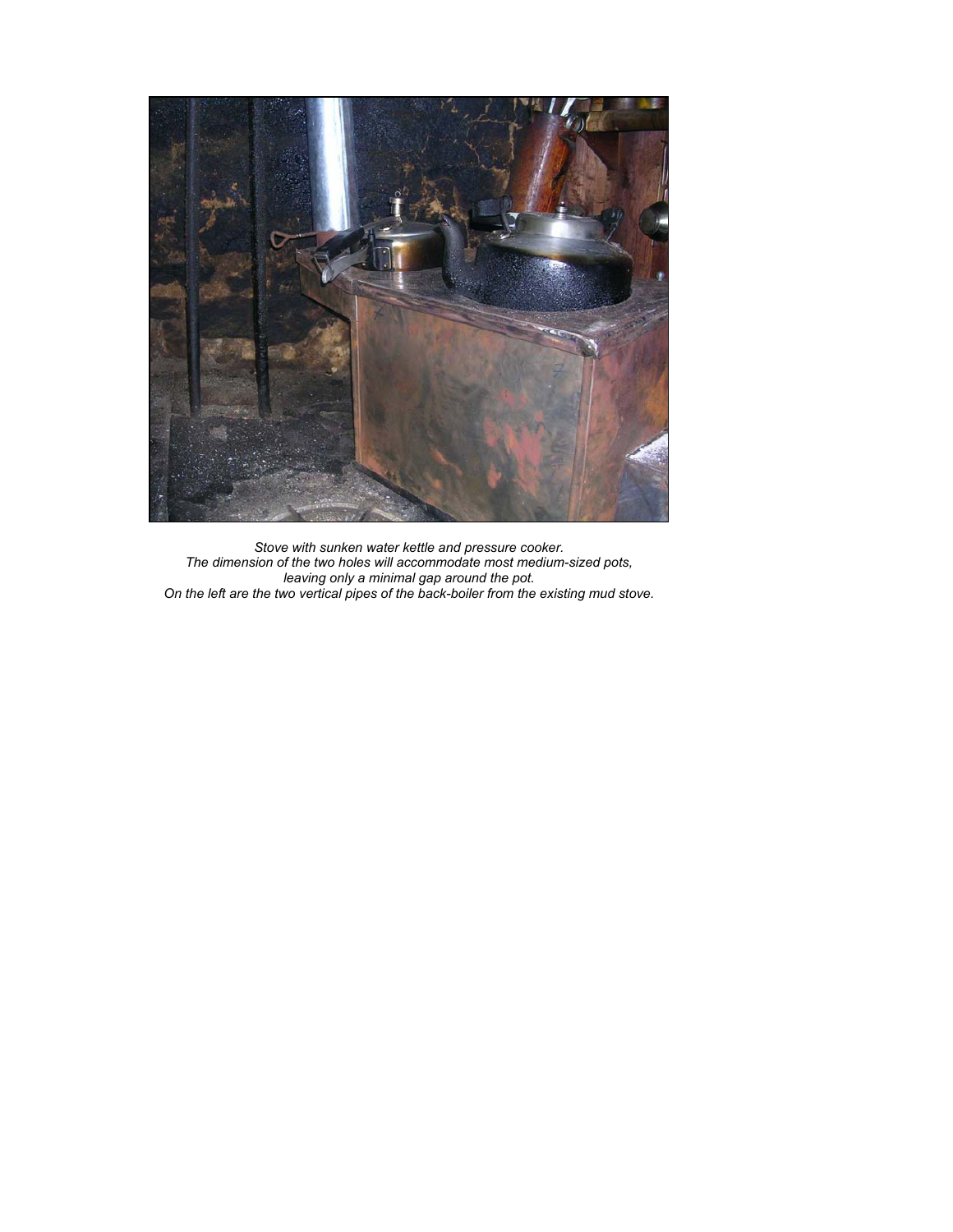*Stove with sunken water kettle and pressure cooker.*
*The dimension of the two holes will accommodate most medium-sized pots, leaving only a minimal gap around the pot.*
*On the left are the two vertical pipes of the back-boiler from the existing mud stove.*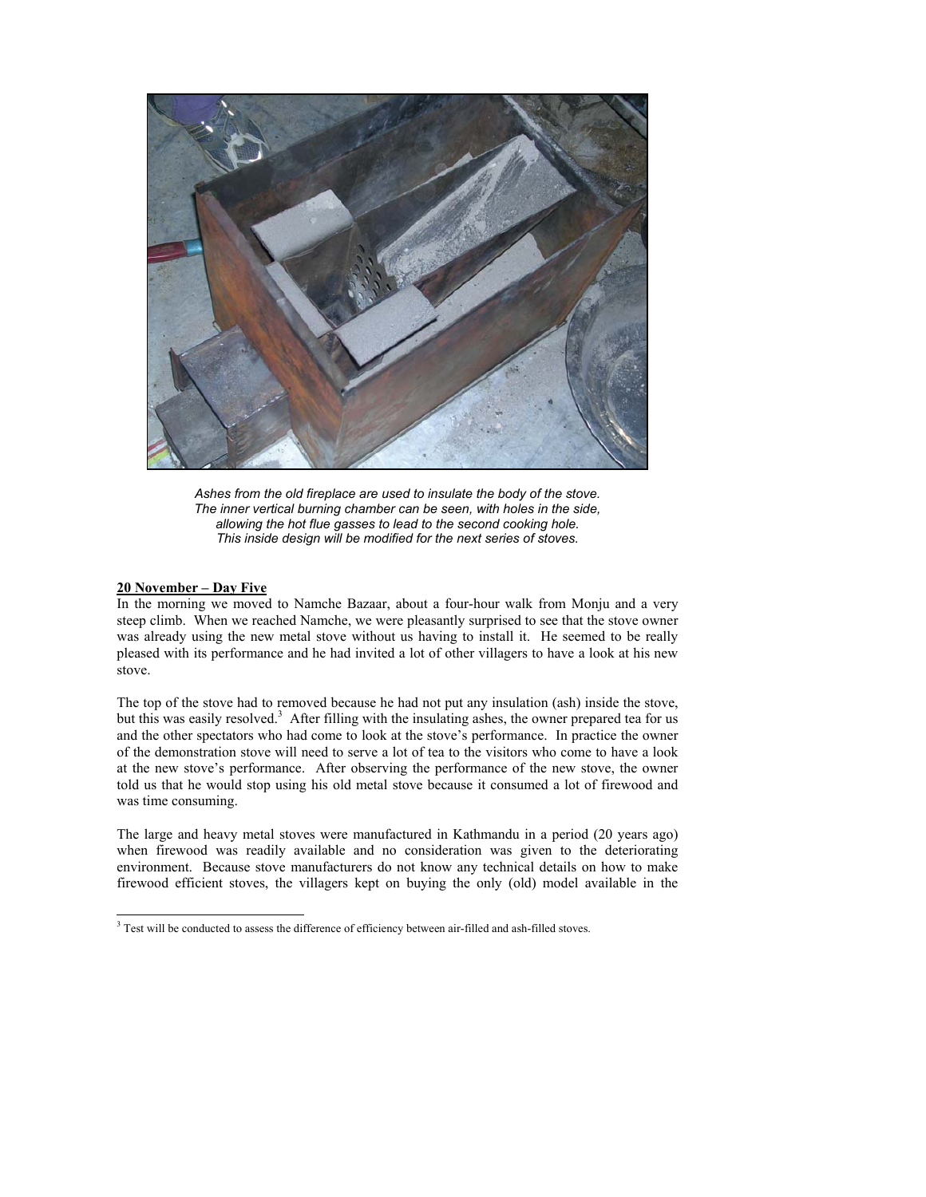*Ashes from the old fireplace are used to insulate the body of the stove. The inner vertical burning chamber can be seen, with holes in the side, allowing the hot flue gasses to lead to the second cooking hole. This inside design will be modified for the next series of stoves.*

**20 November – Day Five**

In the morning we moved to Namche Bazaar, about a four-hour walk from Monju and a very steep climb. When we reached Namche, we were pleasantly surprised to see that the stove owner was already using the new metal stove without us having to install it. He seemed to be really pleased with its performance and he had invited a lot of other villagers to have a look at his new stove.

The top of the stove had to removed because he had not put any insulation (ash) inside the stove, but this was easily resolved.[3] After filling with the insulating ashes, the owner prepared tea for us and the other spectators who had come to look at the stove's performance. In practice the owner of the demonstration stove will need to serve a lot of tea to the visitors who come to have a look at the new stove's performance. After observing the performance of the new stove, the owner told us that he would stop using his old metal stove because it consumed a lot of firewood and was time consuming.

The large and heavy metal stoves were manufactured in Kathmandu in a period (20 years ago) when firewood was readily available and no consideration was given to the deteriorating environment. Because stove manufacturers do not know any technical details on how to make firewood efficient stoves, the villagers kept on buying the only (old) model available in the

[3] Test will be conducted to assess the difference of efficiency between air-filled and ash-filled stoves.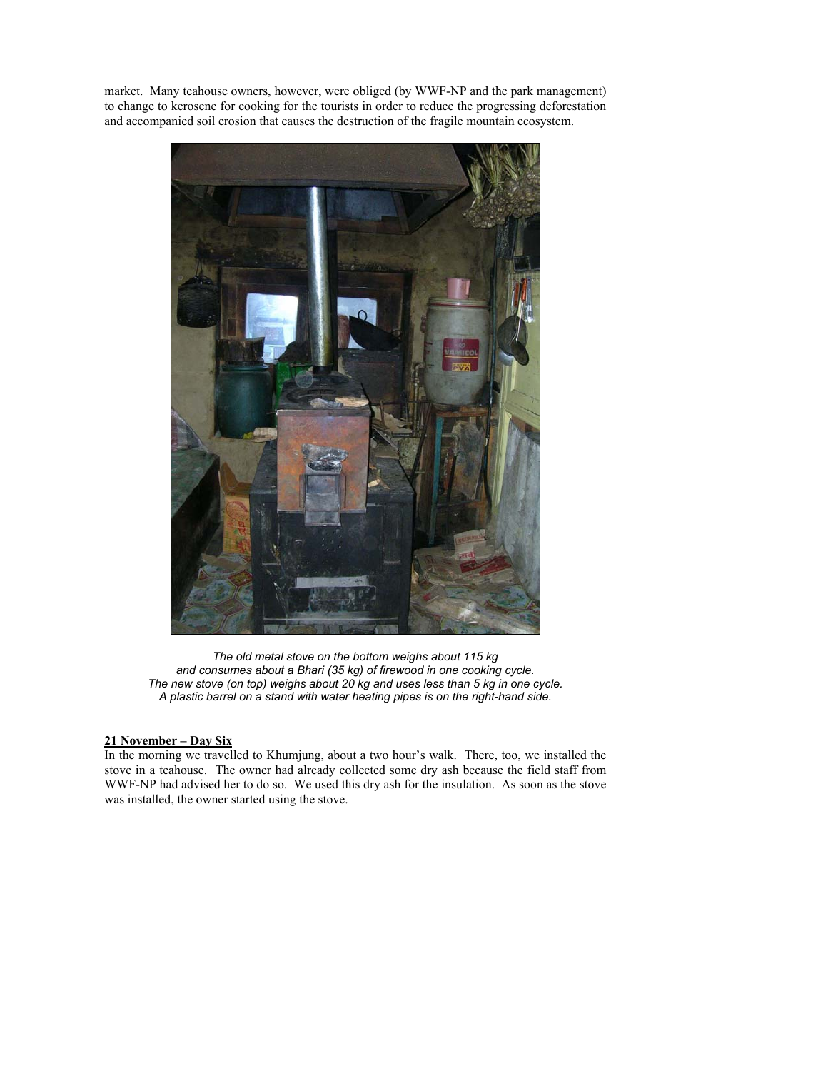market. Many teahouse owners, however, were obliged (by WWF-NP and the park management) to change to kerosene for cooking for the tourists in order to reduce the progressing deforestation and accompanied soil erosion that causes the destruction of the fragile mountain ecosystem.

*The old metal stove on the bottom weighs about 115 kg and consumes about a Bhari (35 kg) of firewood in one cooking cycle. The new stove (on top) weighs about 20 kg and uses less than 5 kg in one cycle. A plastic barrel on a stand with water heating pipes is on the right-hand side.*

**21 November – Day Six**

In the morning we travelled to Khumjung, about a two hour's walk. There, too, we installed the stove in a teahouse. The owner had already collected some dry ash because the field staff from WWF-NP had advised her to do so. We used this dry ash for the insulation. As soon as the stove was installed, the owner started using the stove.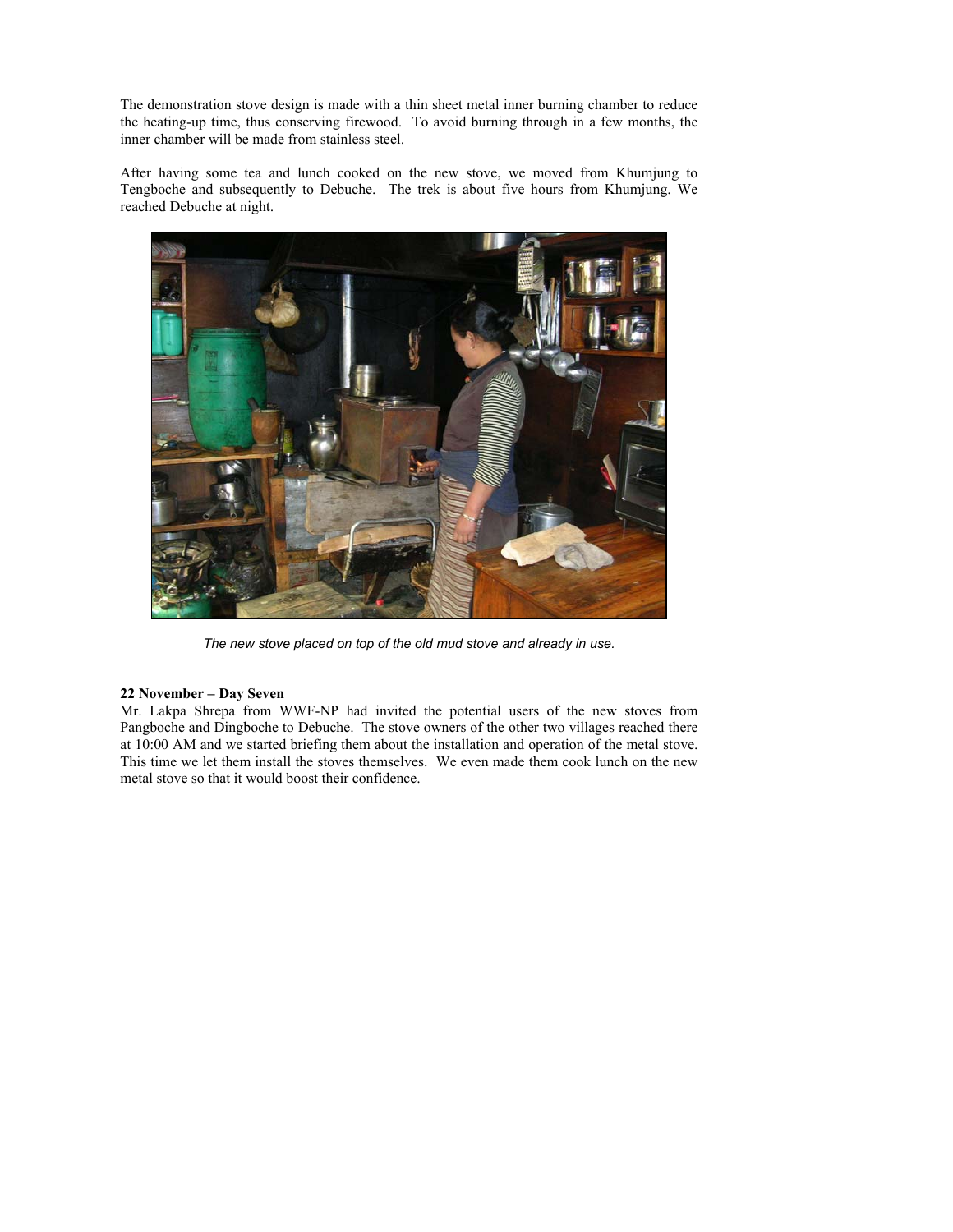The demonstration stove design is made with a thin sheet metal inner burning chamber to reduce the heating-up time, thus conserving firewood. To avoid burning through in a few months, the inner chamber will be made from stainless steel.

After having some tea and lunch cooked on the new stove, we moved from Khumjung to Tengboche and subsequently to Debuche. The trek is about five hours from Khumjung. We reached Debuche at night.

*The new stove placed on top of the old mud stove and already in use.*

**22 November – Day Seven**

Mr. Lakpa Shrepa from WWF-NP had invited the potential users of the new stoves from Pangboche and Dingboche to Debuche. The stove owners of the other two villages reached there at 10:00 AM and we started briefing them about the installation and operation of the metal stove. This time we let them install the stoves themselves. We even made them cook lunch on the new metal stove so that it would boost their confidence.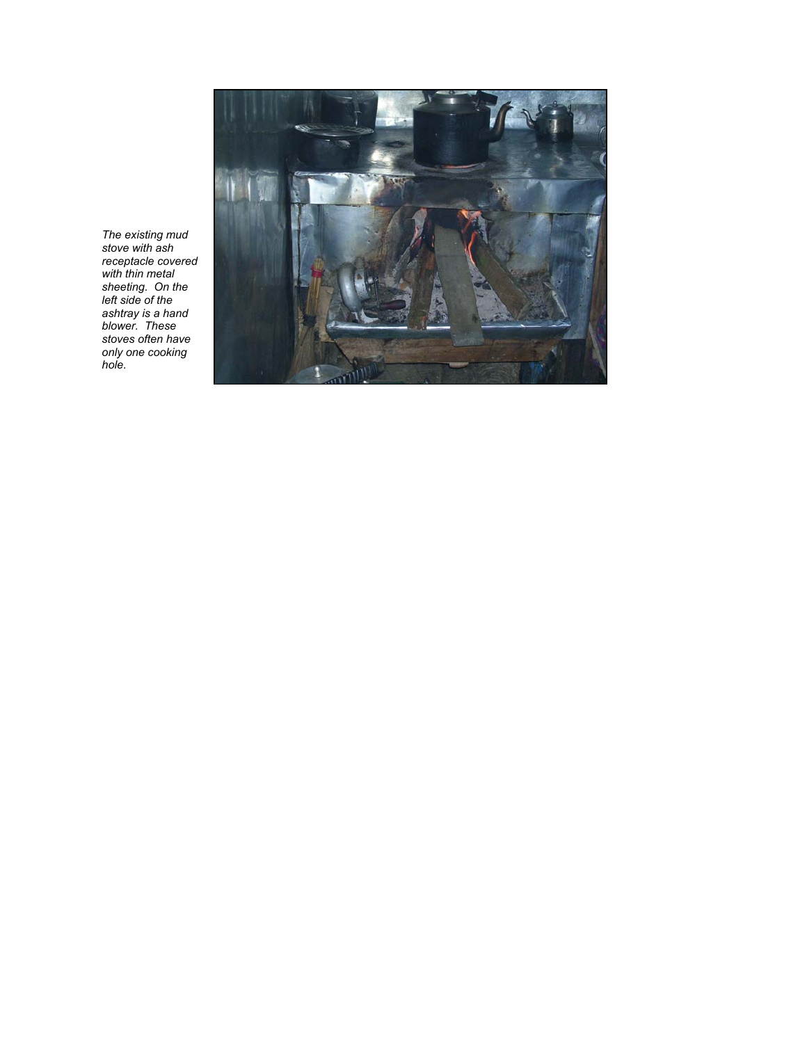*The existing mud stove with ash receptacle covered with thin metal sheeting. On the left side of the ashtray is a hand blower. These stoves often have only one cooking hole.*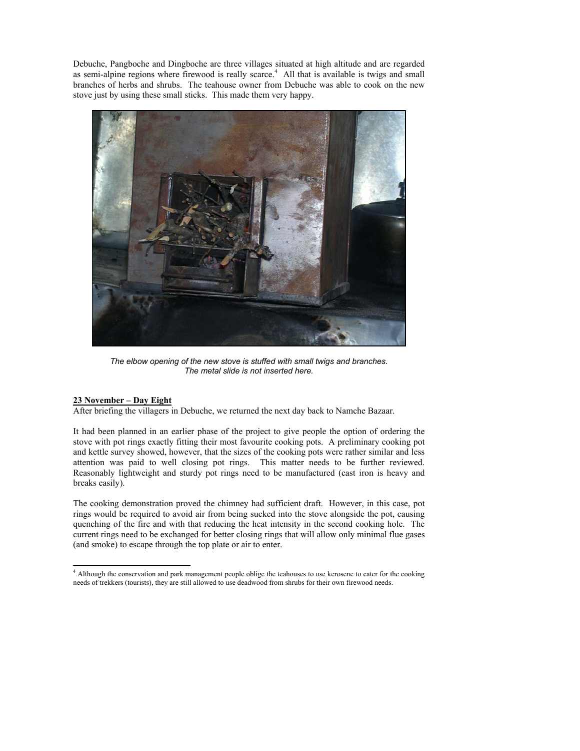Debuche, Pangboche and Dingboche are three villages situated at high altitude and are regarded as semi-alpine regions where firewood is really scarce.[4] All that is available is twigs and small branches of herbs and shrubs. The teahouse owner from Debuche was able to cook on the new stove just by using these small sticks. This made them very happy.

*The elbow opening of the new stove is stuffed with small twigs and branches. The metal slide is not inserted here.*

**23 November – Day Eight**

After briefing the villagers in Debuche, we returned the next day back to Namche Bazaar.

It had been planned in an earlier phase of the project to give people the option of ordering the stove with pot rings exactly fitting their most favourite cooking pots. A preliminary cooking pot and kettle survey showed, however, that the sizes of the cooking pots were rather similar and less attention was paid to well closing pot rings. This matter needs to be further reviewed. Reasonably lightweight and sturdy pot rings need to be manufactured (cast iron is heavy and breaks easily).

The cooking demonstration proved the chimney had sufficient draft. However, in this case, pot rings would be required to avoid air from being sucked into the stove alongside the pot, causing quenching of the fire and with that reducing the heat intensity in the second cooking hole. The current rings need to be exchanged for better closing rings that will allow only minimal flue gases (and smoke) to escape through the top plate or air to enter.

---

[4] Although the conservation and park management people oblige the teahouses to use kerosene to cater for the cooking needs of trekkers (tourists), they are still allowed to use deadwood from shrubs for their own firewood needs.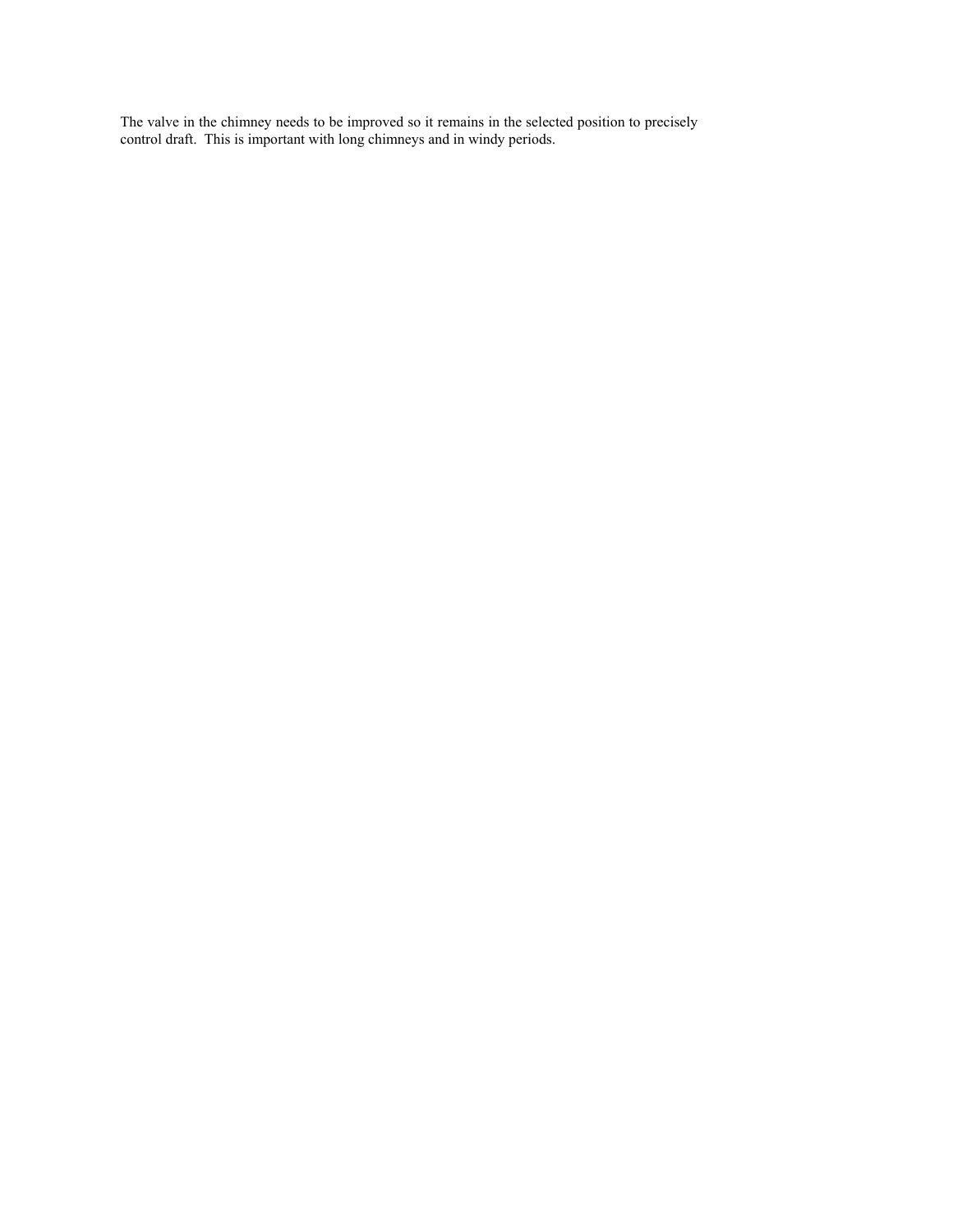The valve in the chimney needs to be improved so it remains in the selected position to precisely control draft. This is important with long chimneys and in windy periods.